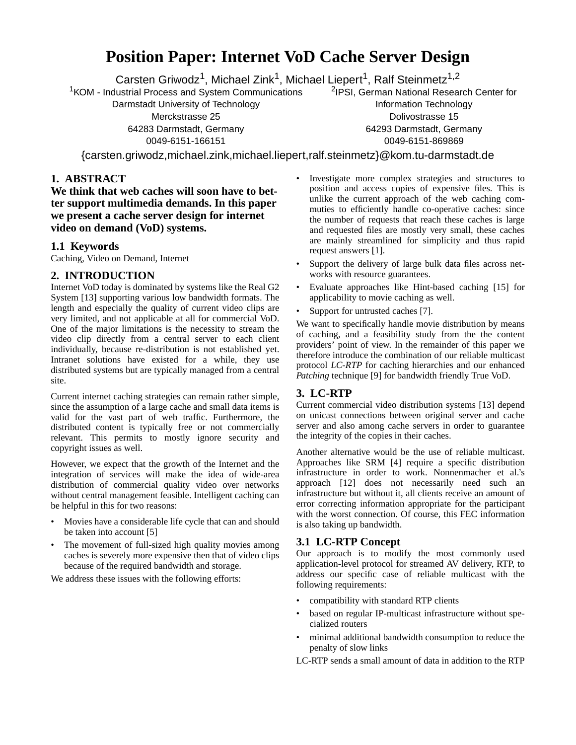# Position Paper: Internet VoD Cache Server Design

Carsten Griwodz[1], Michael Zink[1], Michael Liepert[1], Ralf Steinmetz[1,2]

[1]KOM - Industrial Process and System Communications
Darmstadt University of Technology
Merckstrasse 25
64283 Darmstadt, Germany
0049-6151-166151

[2]IPSI, German National Research Center for Information Technology
Dolivostrasse 15
64293 Darmstadt, Germany
0049-6151-869869

{carsten.griwodz,michael.zink,michael.liepert,ralf.steinmetz}@kom.tu-darmstadt.de

## 1. ABSTRACT

**We think that web caches will soon have to better support multimedia demands. In this paper we present a cache server design for internet video on demand (VoD) systems.**

### 1.1 Keywords

Caching, Video on Demand, Internet

## 2. INTRODUCTION

Internet VoD today is dominated by systems like the Real G2 System [13] supporting various low bandwidth formats. The length and especially the quality of current video clips are very limited, and not applicable at all for commercial VoD. One of the major limitations is the necessity to stream the video clip directly from a central server to each client individually, because re-distribution is not established yet. Intranet solutions have existed for a while, they use distributed systems but are typically managed from a central site.

Current internet caching strategies can remain rather simple, since the assumption of a large cache and small data items is valid for the vast part of web traffic. Furthermore, the distributed content is typically free or not commercially relevant. This permits to mostly ignore security and copyright issues as well.

However, we expect that the growth of the Internet and the integration of services will make the idea of wide-area distribution of commercial quality video over networks without central management feasible. Intelligent caching can be helpful in this for two reasons:

- Movies have a considerable life cycle that can and should be taken into account [5]
- The movement of full-sized high quality movies among caches is severely more expensive then that of video clips because of the required bandwidth and storage.

We address these issues with the following efforts:

- Investigate more complex strategies and structures to position and access copies of expensive files. This is unlike the current approach of the web caching communities to efficiently handle co-operative caches: since the number of requests that reach these caches is large and requested files are mostly very small, these caches are mainly streamlined for simplicity and thus rapid request answers [1].
- Support the delivery of large bulk data files across networks with resource guarantees.
- Evaluate approaches like Hint-based caching [15] for applicability to movie caching as well.
- Support for untrusted caches [7].

We want to specifically handle movie distribution by means of caching, and a feasibility study from the the content providers' point of view. In the remainder of this paper we therefore introduce the combination of our reliable multicast protocol *LC-RTP* for caching hierarchies and our enhanced *Patching* technique [9] for bandwidth friendly True VoD.

## 3. LC-RTP

Current commercial video distribution systems [13] depend on unicast connections between original server and cache server and also among cache servers in order to guarantee the integrity of the copies in their caches.

Another alternative would be the use of reliable multicast. Approaches like SRM [4] require a specific distribution infrastructure in order to work. Nonnenmacher et al.'s approach [12] does not necessarily need such an infrastructure but without it, all clients receive an amount of error correcting information appropriate for the participant with the worst connection. Of course, this FEC information is also taking up bandwidth.

### 3.1 LC-RTP Concept

Our approach is to modify the most commonly used application-level protocol for streamed AV delivery, RTP, to address our specific case of reliable multicast with the following requirements:

- compatibility with standard RTP clients
- based on regular IP-multicast infrastructure without specialized routers
- minimal additional bandwidth consumption to reduce the penalty of slow links

LC-RTP sends a small amount of data in addition to the RTP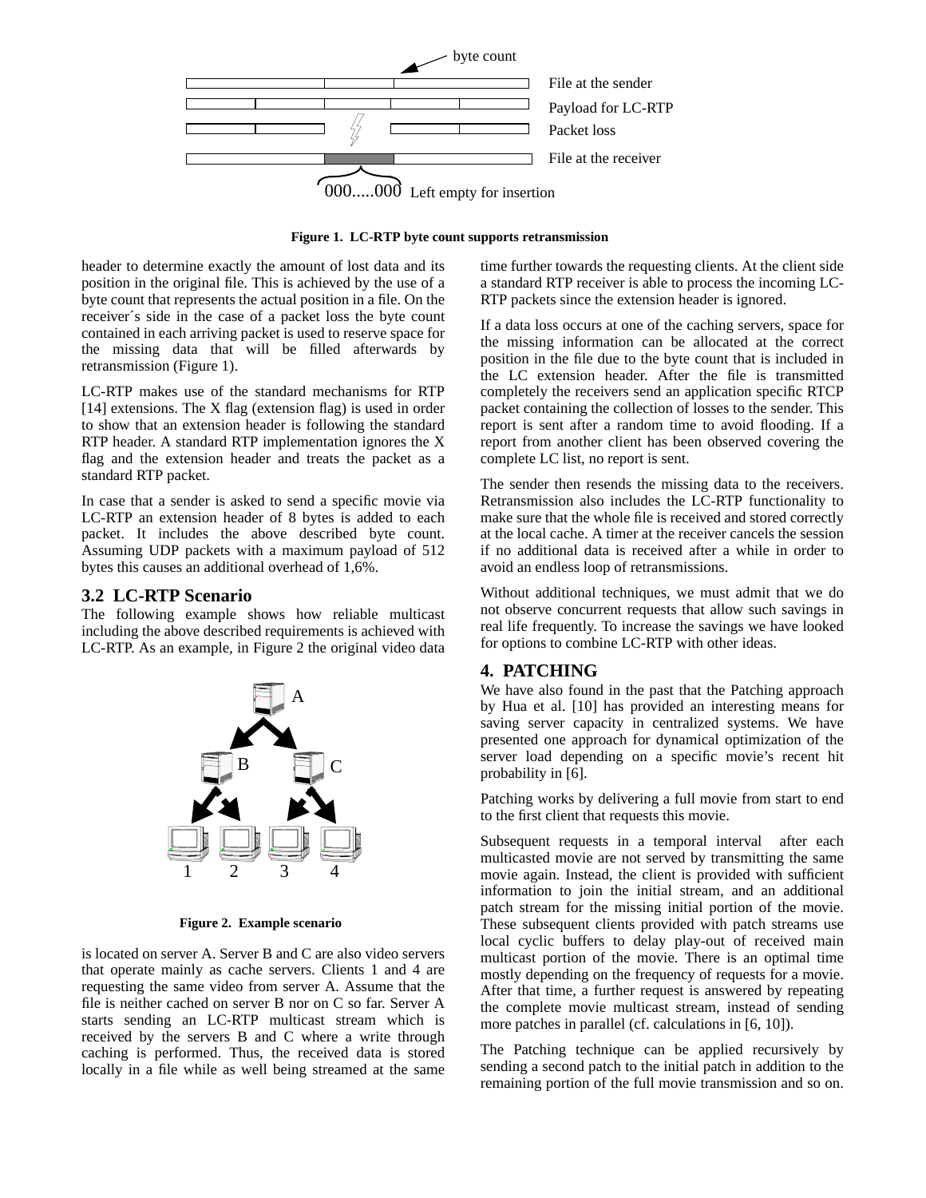byte count

File at the sender

Payload for LC-RTP

Packet loss

File at the receiver

000.....000 Left empty for insertion

**Figure 1. LC-RTP byte count supports retransmission**

header to determine exactly the amount of lost data and its position in the original file. This is achieved by the use of a byte count that represents the actual position in a file. On the receiver´s side in the case of a packet loss the byte count contained in each arriving packet is used to reserve space for the missing data that will be filled afterwards by retransmission (Figure 1).

LC-RTP makes use of the standard mechanisms for RTP [14] extensions. The X flag (extension flag) is used in order to show that an extension header is following the standard RTP header. A standard RTP implementation ignores the X flag and the extension header and treats the packet as a standard RTP packet.

In case that a sender is asked to send a specific movie via LC-RTP an extension header of 8 bytes is added to each packet. It includes the above described byte count. Assuming UDP packets with a maximum payload of 512 bytes this causes an additional overhead of 1,6%.

### 3.2 LC-RTP Scenario

The following example shows how reliable multicast including the above described requirements is achieved with LC-RTP. As an example, in Figure 2 the original video data is located on server A. Server B and C are also video servers that operate mainly as cache servers. Clients 1 and 4 are requesting the same video from server A. Assume that the file is neither cached on server B nor on C so far. Server A starts sending an LC-RTP multicast stream which is received by the servers B and C where a write through caching is performed. Thus, the received data is stored locally in a file while as well being streamed at the same time further towards the requesting clients. At the client side a standard RTP receiver is able to process the incoming LC-RTP packets since the extension header is ignored.

A

B

C

1 2 3 4

**Figure 2. Example scenario**

If a data loss occurs at one of the caching servers, space for the missing information can be allocated at the correct position in the file due to the byte count that is included in the LC extension header. After the file is transmitted completely the receivers send an application specific RTCP packet containing the collection of losses to the sender. This report is sent after a random time to avoid flooding. If a report from another client has been observed covering the complete LC list, no report is sent.

The sender then resends the missing data to the receivers. Retransmission also includes the LC-RTP functionality to make sure that the whole file is received and stored correctly at the local cache. A timer at the receiver cancels the session if no additional data is received after a while in order to avoid an endless loop of retransmissions.

Without additional techniques, we must admit that we do not observe concurrent requests that allow such savings in real life frequently. To increase the savings we have looked for options to combine LC-RTP with other ideas.

## 4. PATCHING

We have also found in the past that the Patching approach by Hua et al. [10] has provided an interesting means for saving server capacity in centralized systems. We have presented one approach for dynamical optimization of the server load depending on a specific movie's recent hit probability in [6].

Patching works by delivering a full movie from start to end to the first client that requests this movie.

Subsequent requests in a temporal interval after each multicasted movie are not served by transmitting the same movie again. Instead, the client is provided with sufficient information to join the initial stream, and an additional patch stream for the missing initial portion of the movie. These subsequent clients provided with patch streams use local cyclic buffers to delay play-out of received main multicast portion of the movie. There is an optimal time mostly depending on the frequency of requests for a movie. After that time, a further request is answered by repeating the complete movie multicast stream, instead of sending more patches in parallel (cf. calculations in [6, 10]).

The Patching technique can be applied recursively by sending a second patch to the initial patch in addition to the remaining portion of the full movie transmission and so on.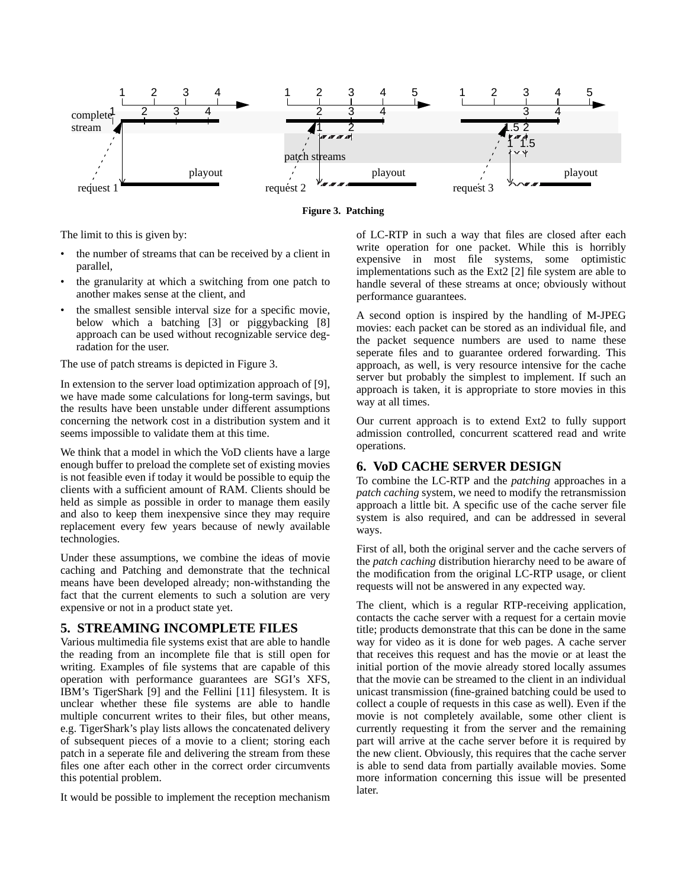**Figure 3. Patching**

The limit to this is given by:

- the number of streams that can be received by a client in parallel,
- the granularity at which a switching from one patch to another makes sense at the client, and
- the smallest sensible interval size for a specific movie, below which a batching [3] or piggybacking [8] approach can be used without recognizable service degradation for the user.

The use of patch streams is depicted in Figure 3.

In extension to the server load optimization approach of [9], we have made some calculations for long-term savings, but the results have been unstable under different assumptions concerning the network cost in a distribution system and it seems impossible to validate them at this time.

We think that a model in which the VoD clients have a large enough buffer to preload the complete set of existing movies is not feasible even if today it would be possible to equip the clients with a sufficient amount of RAM. Clients should be held as simple as possible in order to manage them easily and also to keep them inexpensive since they may require replacement every few years because of newly available technologies.

Under these assumptions, we combine the ideas of movie caching and Patching and demonstrate that the technical means have been developed already; non-withstanding the fact that the current elements to such a solution are very expensive or not in a product state yet.

## 5. STREAMING INCOMPLETE FILES

Various multimedia file systems exist that are able to handle the reading from an incomplete file that is still open for writing. Examples of file systems that are capable of this operation with performance guarantees are SGI's XFS, IBM's TigerShark [9] and the Fellini [11] filesystem. It is unclear whether these file systems are able to handle multiple concurrent writes to their files, but other means, e.g. TigerShark's play lists allows the concatenated delivery of subsequent pieces of a movie to a client; storing each patch in a seperate file and delivering the stream from these files one after each other in the correct order circumvents this potential problem.

It would be possible to implement the reception mechanism of LC-RTP in such a way that files are closed after each write operation for one packet. While this is horribly expensive in most file systems, some optimistic implementations such as the Ext2 [2] file system are able to handle several of these streams at once; obviously without performance guarantees.

A second option is inspired by the handling of M-JPEG movies: each packet can be stored as an individual file, and the packet sequence numbers are used to name these seperate files and to guarantee ordered forwarding. This approach, as well, is very resource intensive for the cache server but probably the simplest to implement. If such an approach is taken, it is appropriate to store movies in this way at all times.

Our current approach is to extend Ext2 to fully support admission controlled, concurrent scattered read and write operations.

## 6. VoD CACHE SERVER DESIGN

To combine the LC-RTP and the *patching* approaches in a *patch caching* system, we need to modify the retransmission approach a little bit. A specific use of the cache server file system is also required, and can be addressed in several ways.

First of all, both the original server and the cache servers of the *patch caching* distribution hierarchy need to be aware of the modification from the original LC-RTP usage, or client requests will not be answered in any expected way.

The client, which is a regular RTP-receiving application, contacts the cache server with a request for a certain movie title; products demonstrate that this can be done in the same way for video as it is done for web pages. A cache server that receives this request and has the movie or at least the initial portion of the movie already stored locally assumes that the movie can be streamed to the client in an individual unicast transmission (fine-grained batching could be used to collect a couple of requests in this case as well). Even if the movie is not completely available, some other client is currently requesting it from the server and the remaining part will arrive at the cache server before it is required by the new client. Obviously, this requires that the cache server is able to send data from partially available movies. Some more information concerning this issue will be presented later.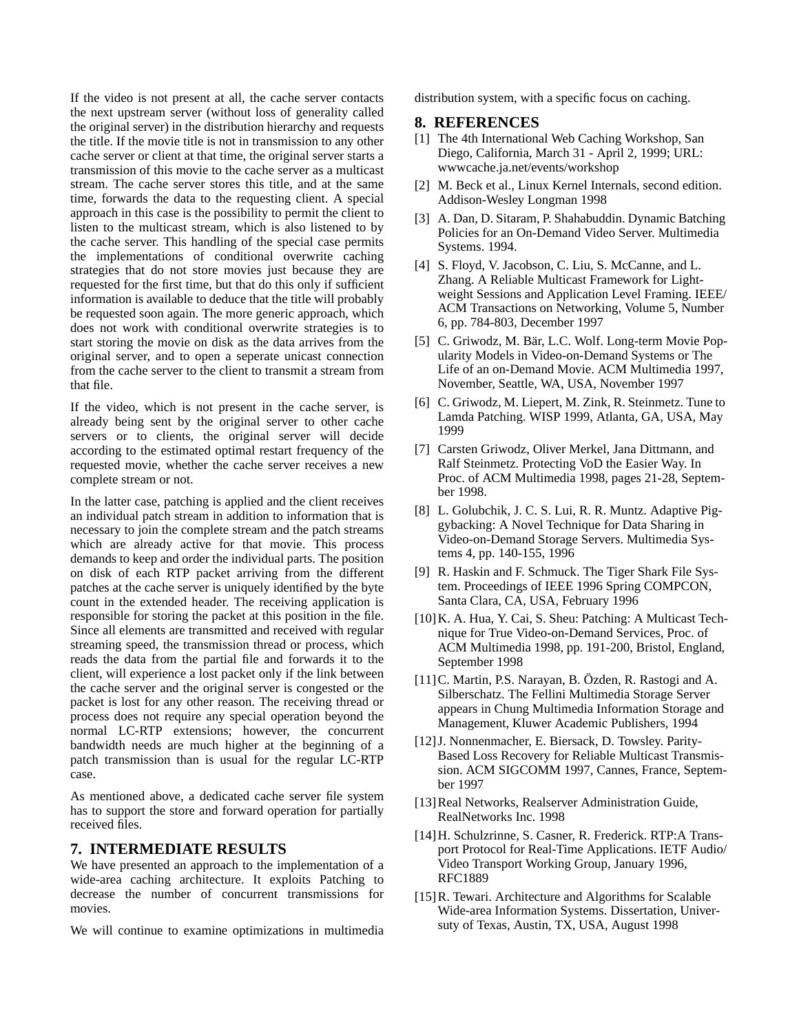If the video is not present at all, the cache server contacts the next upstream server (without loss of generality called the original server) in the distribution hierarchy and requests the title. If the movie title is not in transmission to any other cache server or client at that time, the original server starts a transmission of this movie to the cache server as a multicast stream. The cache server stores this title, and at the same time, forwards the data to the requesting client. A special approach in this case is the possibility to permit the client to listen to the multicast stream, which is also listened to by the cache server. This handling of the special case permits the implementations of conditional overwrite caching strategies that do not store movies just because they are requested for the first time, but that do this only if sufficient information is available to deduce that the title will probably be requested soon again. The more generic approach, which does not work with conditional overwrite strategies is to start storing the movie on disk as the data arrives from the original server, and to open a seperate unicast connection from the cache server to the client to transmit a stream from that file.

If the video, which is not present in the cache server, is already being sent by the original server to other cache servers or to clients, the original server will decide according to the estimated optimal restart frequency of the requested movie, whether the cache server receives a new complete stream or not.

In the latter case, patching is applied and the client receives an individual patch stream in addition to information that is necessary to join the complete stream and the patch streams which are already active for that movie. This process demands to keep and order the individual parts. The position on disk of each RTP packet arriving from the different patches at the cache server is uniquely identified by the byte count in the extended header. The receiving application is responsible for storing the packet at this position in the file. Since all elements are transmitted and received with regular streaming speed, the transmission thread or process, which reads the data from the partial file and forwards it to the client, will experience a lost packet only if the link between the cache server and the original server is congested or the packet is lost for any other reason. The receiving thread or process does not require any special operation beyond the normal LC-RTP extensions; however, the concurrent bandwidth needs are much higher at the beginning of a patch transmission than is usual for the regular LC-RTP case.

As mentioned above, a dedicated cache server file system has to support the store and forward operation for partially received files.

## 7. INTERMEDIATE RESULTS

We have presented an approach to the implementation of a wide-area caching architecture. It exploits Patching to decrease the number of concurrent transmissions for movies.

We will continue to examine optimizations in multimedia distribution system, with a specific focus on caching.

## 8. REFERENCES

[1] The 4th International Web Caching Workshop, San Diego, California, March 31 - April 2, 1999; URL: wwwcache.ja.net/events/workshop

[2] M. Beck et al., Linux Kernel Internals, second edition. Addison-Wesley Longman 1998

[3] A. Dan, D. Sitaram, P. Shahabuddin. Dynamic Batching Policies for an On-Demand Video Server. Multimedia Systems. 1994.

[4] S. Floyd, V. Jacobson, C. Liu, S. McCanne, and L. Zhang. A Reliable Multicast Framework for Light-weight Sessions and Application Level Framing. IEEE/ACM Transactions on Networking, Volume 5, Number 6, pp. 784-803, December 1997

[5] C. Griwodz, M. Bär, L.C. Wolf. Long-term Movie Popularity Models in Video-on-Demand Systems or The Life of an on-Demand Movie. ACM Multimedia 1997, November, Seattle, WA, USA, November 1997

[6] C. Griwodz, M. Liepert, M. Zink, R. Steinmetz. Tune to Lamda Patching. WISP 1999, Atlanta, GA, USA, May 1999

[7] Carsten Griwodz, Oliver Merkel, Jana Dittmann, and Ralf Steinmetz. Protecting VoD the Easier Way. In Proc. of ACM Multimedia 1998, pages 21-28, September 1998.

[8] L. Golubchik, J. C. S. Lui, R. R. Muntz. Adaptive Piggybacking: A Novel Technique for Data Sharing in Video-on-Demand Storage Servers. Multimedia Systems 4, pp. 140-155, 1996

[9] R. Haskin and F. Schmuck. The Tiger Shark File System. Proceedings of IEEE 1996 Spring COMPCON, Santa Clara, CA, USA, February 1996

[10] K. A. Hua, Y. Cai, S. Sheu: Patching: A Multicast Technique for True Video-on-Demand Services, Proc. of ACM Multimedia 1998, pp. 191-200, Bristol, England, September 1998

[11] C. Martin, P.S. Narayan, B. Özden, R. Rastogi and A. Silberschatz. The Fellini Multimedia Storage Server appears in Chung Multimedia Information Storage and Management, Kluwer Academic Publishers, 1994

[12] J. Nonnenmacher, E. Biersack, D. Towsley. Parity-Based Loss Recovery for Reliable Multicast Transmission. ACM SIGCOMM 1997, Cannes, France, September 1997

[13] Real Networks, Realserver Administration Guide, RealNetworks Inc. 1998

[14] H. Schulzrinne, S. Casner, R. Frederick. RTP:A Transport Protocol for Real-Time Applications. IETF Audio/Video Transport Working Group, January 1996, RFC1889

[15] R. Tewari. Architecture and Algorithms for Scalable Wide-area Information Systems. Dissertation, Universuty of Texas, Austin, TX, USA, August 1998